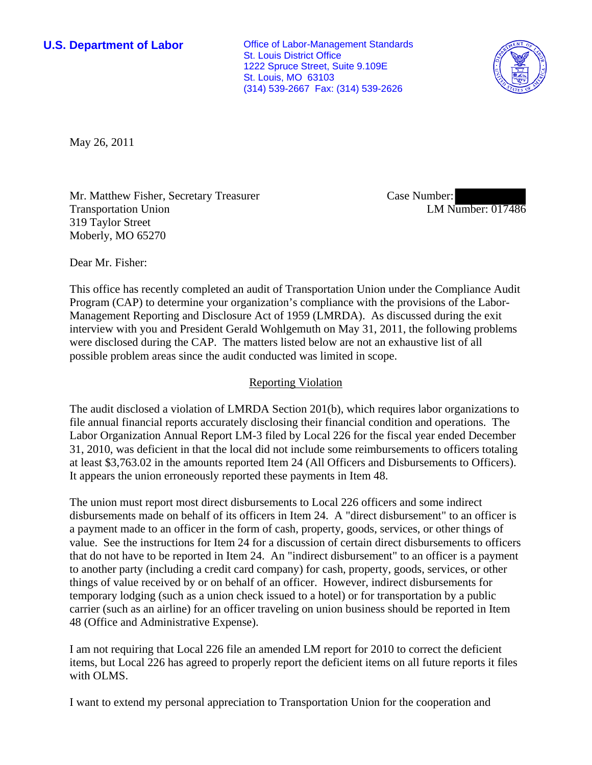**U.S. Department of Labor**

Office of Labor-Management Standards
St. Louis District Office
1222 Spruce Street, Suite 9.109E
St. Louis, MO 63103
(314) 539-2667 Fax: (314) 539-2626

May 26, 2011

Mr. Matthew Fisher, Secretary Treasurer
Transportation Union
319 Taylor Street
Moberly, MO 65270

Case Number:
LM Number: 017486

Dear Mr. Fisher:

This office has recently completed an audit of Transportation Union under the Compliance Audit Program (CAP) to determine your organization's compliance with the provisions of the Labor-Management Reporting and Disclosure Act of 1959 (LMRDA). As discussed during the exit interview with you and President Gerald Wohlgemuth on May 31, 2011, the following problems were disclosed during the CAP. The matters listed below are not an exhaustive list of all possible problem areas since the audit conducted was limited in scope.

## Reporting Violation

The audit disclosed a violation of LMRDA Section 201(b), which requires labor organizations to file annual financial reports accurately disclosing their financial condition and operations. The Labor Organization Annual Report LM-3 filed by Local 226 for the fiscal year ended December 31, 2010, was deficient in that the local did not include some reimbursements to officers totaling at least $3,763.02 in the amounts reported Item 24 (All Officers and Disbursements to Officers). It appears the union erroneously reported these payments in Item 48.

The union must report most direct disbursements to Local 226 officers and some indirect disbursements made on behalf of its officers in Item 24. A "direct disbursement" to an officer is a payment made to an officer in the form of cash, property, goods, services, or other things of value. See the instructions for Item 24 for a discussion of certain direct disbursements to officers that do not have to be reported in Item 24. An "indirect disbursement" to an officer is a payment to another party (including a credit card company) for cash, property, goods, services, or other things of value received by or on behalf of an officer. However, indirect disbursements for temporary lodging (such as a union check issued to a hotel) or for transportation by a public carrier (such as an airline) for an officer traveling on union business should be reported in Item 48 (Office and Administrative Expense).

I am not requiring that Local 226 file an amended LM report for 2010 to correct the deficient items, but Local 226 has agreed to properly report the deficient items on all future reports it files with OLMS.

I want to extend my personal appreciation to Transportation Union for the cooperation and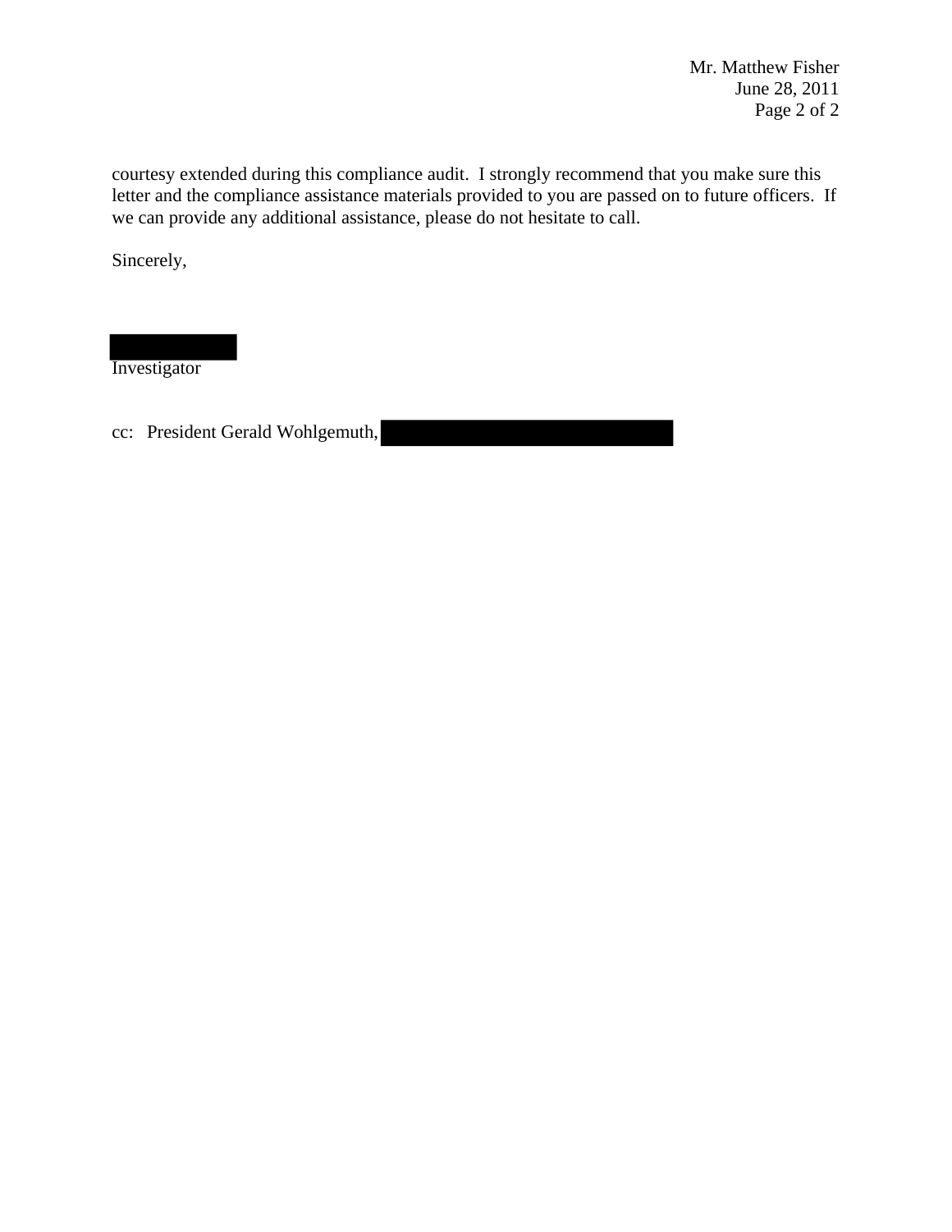courtesy extended during this compliance audit. I strongly recommend that you make sure this letter and the compliance assistance materials provided to you are passed on to future officers. If we can provide any additional assistance, please do not hesitate to call.

Sincerely,

Investigator

cc: President Gerald Wohlgemuth,